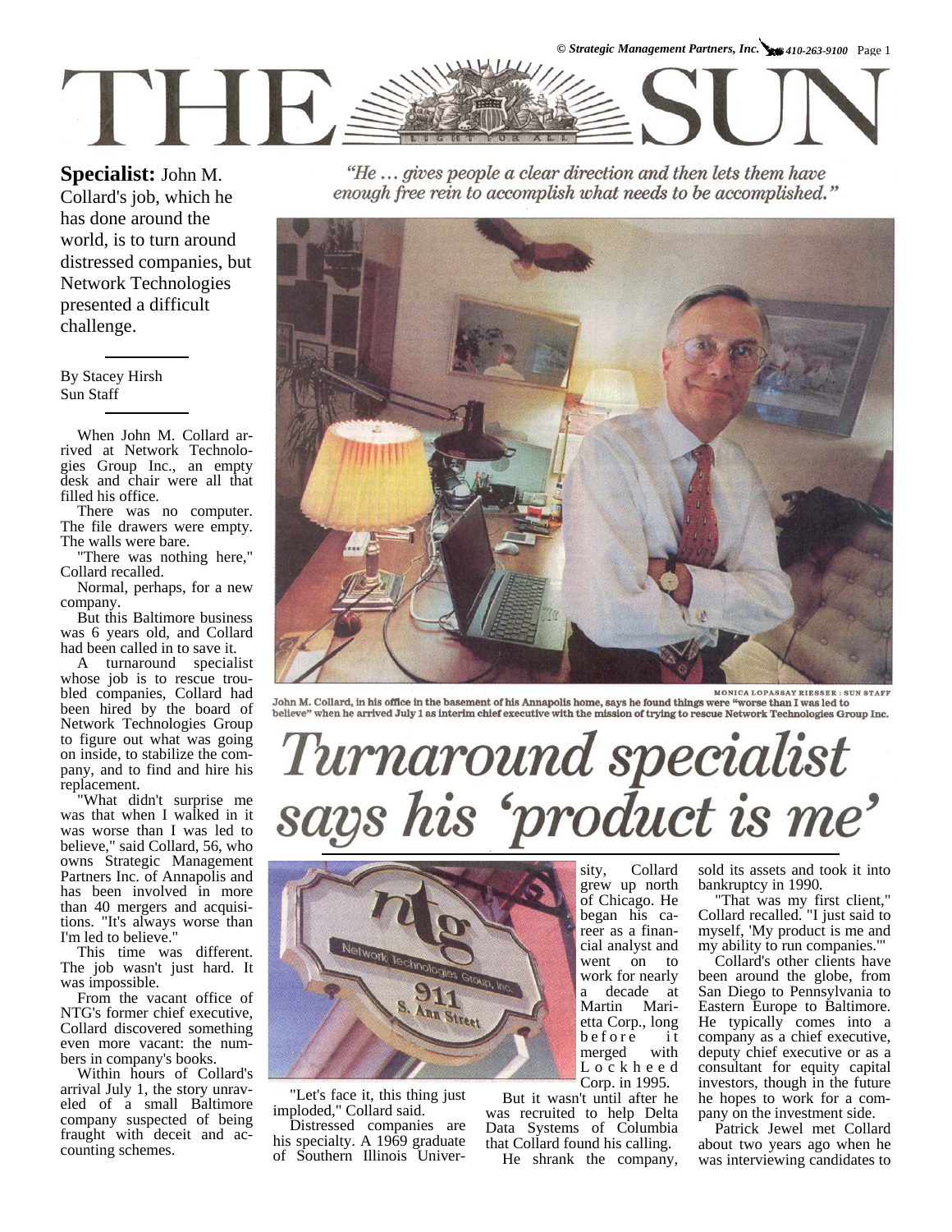# Turnaround specialist says his 'product is me'

*"He ... gives people a clear direction and then lets them have enough free rein to accomplish what needs to be accomplished."*

**Specialist:** John M. Collard's job, which he has done around the world, is to turn around distressed companies, but Network Technologies presented a difficult challenge.

By Stacey Hirsh
Sun Staff

MONICA LOPASSAY RIESSER : SUN STAFF

John M. Collard, in his office in the basement of his Annapolis home, says he found things were "worse than I was led to believe" when he arrived July 1 as interim chief executive with the mission of trying to rescue Network Technologies Group Inc.

When John M. Collard arrived at Network Technologies Group Inc., an empty desk and chair were all that filled his office.

There was no computer. The file drawers were empty. The walls were bare.

"There was nothing here," Collard recalled.

Normal, perhaps, for a new company.

But this Baltimore business was 6 years old, and Collard had been called in to save it.

A turnaround specialist whose job is to rescue troubled companies, Collard had been hired by the board of Network Technologies Group to figure out what was going on inside, to stabilize the company, and to find and hire his replacement.

"What didn't surprise me was that when I walked in it was worse than I was led to believe," said Collard, 56, who owns Strategic Management Partners Inc. of Annapolis and has been involved in more than 40 mergers and acquisitions. "It's always worse than I'm led to believe."

This time was different. The job wasn't just hard. It was impossible.

From the vacant office of NTG's former chief executive, Collard discovered something even more vacant: the numbers in company's books.

Within hours of Collard's arrival July 1, the story unraveled of a small Baltimore company suspected of being fraught with deceit and accounting schemes.

"Let's face it, this thing just imploded," Collard said.

Distressed companies are his specialty. A 1969 graduate of Southern Illinois University, Collard grew up north of Chicago. He began his career as a financial analyst and went on to work for nearly a decade at Martin Marietta Corp., long before it merged with Lockheed Corp. in 1995.

But it wasn't until after he was recruited to help Delta Data Systems of Columbia that Collard found his calling.

He shrank the company, sold its assets and took it into bankruptcy in 1990.

"That was my first client," Collard recalled. "I just said to myself, 'My product is me and my ability to run companies.'"

Collard's other clients have been around the globe, from San Diego to Pennsylvania to Eastern Europe to Baltimore. He typically comes into a company as a chief executive, deputy chief executive or as a consultant for equity capital investors, though in the future he hopes to work for a company on the investment side.

Patrick Jewel met Collard about two years ago when he was interviewing candidates to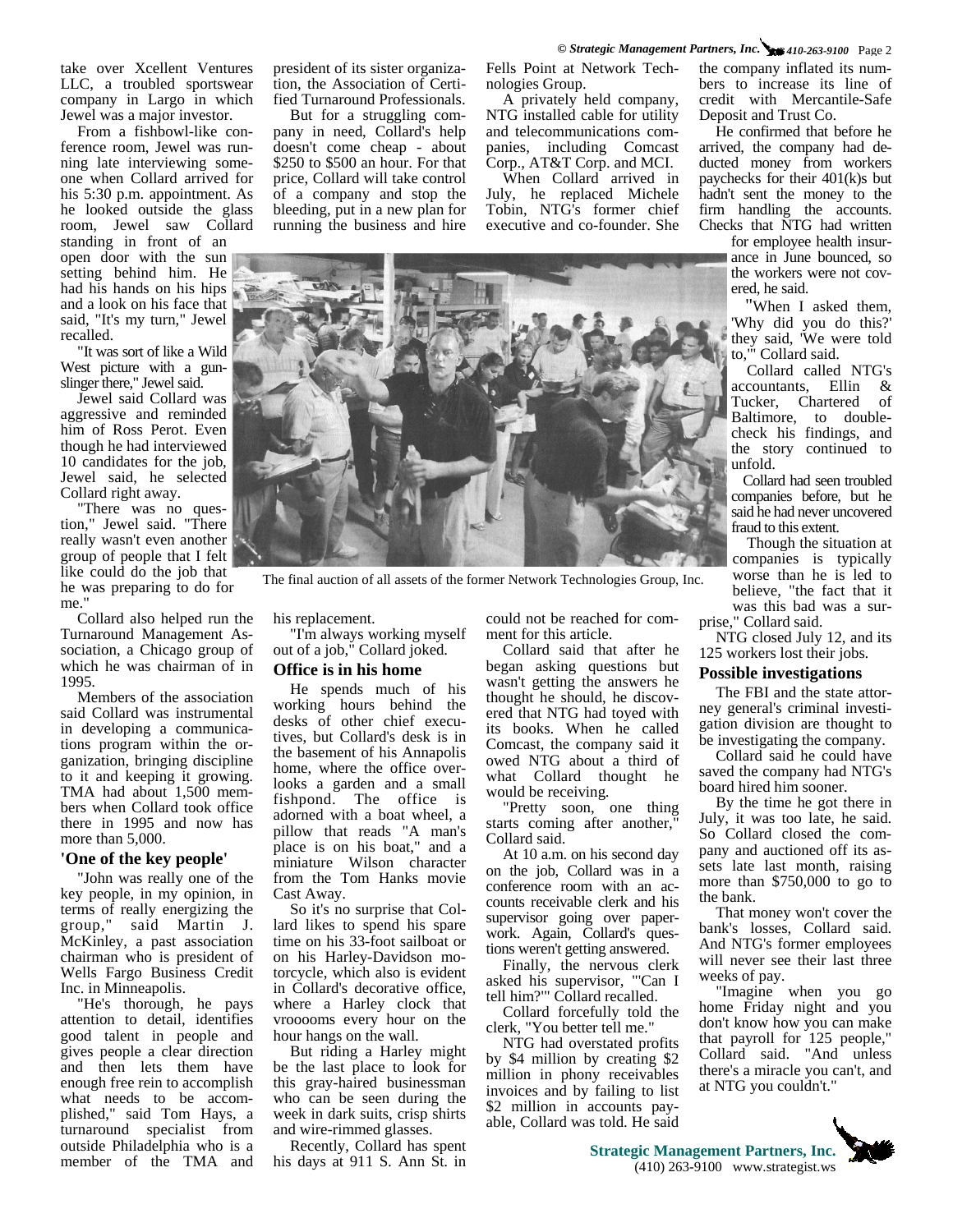take over Xcellent Ventures LLC, a troubled sportswear company in Largo in which Jewel was a major investor.

From a fishbowl-like conference room, Jewel was running late interviewing someone when Collard arrived for his 5:30 p.m. appointment. As he looked outside the glass room, Jewel saw Collard standing in front of an open door with the sun setting behind him. He had his hands on his hips and a look on his face that said, "It's my turn," Jewel recalled.

"It was sort of like a Wild West picture with a gunslinger there," Jewel said.

Jewel said Collard was aggressive and reminded him of Ross Perot. Even though he had interviewed 10 candidates for the job, Jewel said, he selected Collard right away.

"There was no question," Jewel said. "There really wasn't even another group of people that I felt like could do the job that he was preparing to do for me."

Collard also helped run the Turnaround Management Association, a Chicago group of which he was chairman of in 1995.

Members of the association said Collard was instrumental in developing a communications program within the organization, bringing discipline to it and keeping it growing. TMA had about 1,500 members when Collard took office there in 1995 and now has more than 5,000.

## 'One of the key people'

"John was really one of the key people, in my opinion, in terms of really energizing the group," said Martin J. McKinley, a past association chairman who is president of Wells Fargo Business Credit Inc. in Minneapolis.

"He's thorough, he pays attention to detail, identifies good talent in people and gives people a clear direction and then lets them have enough free rein to accomplish what needs to be accomplished," said Tom Hays, a turnaround specialist from outside Philadelphia who is a member of the TMA and president of its sister organization, the Association of Certified Turnaround Professionals.

But for a struggling company in need, Collard's help doesn't come cheap - about $250 to $500 an hour. For that price, Collard will take control of a company and stop the bleeding, put in a new plan for running the business and hire his replacement.

"I'm always working myself out of a job," Collard joked.

## Office is in his home

He spends much of his working hours behind the desks of other chief executives, but Collard's desk is in the basement of his Annapolis home, where the office overlooks a garden and a small fishpond. The office is adorned with a boat wheel, a pillow that reads "A man's place is on his boat," and a miniature Wilson character from the Tom Hanks movie Cast Away.

So it's no surprise that Collard likes to spend his spare time on his 33-foot sailboat or on his Harley-Davidson motorcycle, which also is evident in Collard's decorative office, where a Harley clock that vroooooms every hour on the hour hangs on the wall.

But riding a Harley might be the last place to look for this gray-haired businessman who can be seen during the week in dark suits, crisp shirts and wire-rimmed glasses.

Recently, Collard has spent his days at 911 S. Ann St. in Fells Point at Network Technologies Group.

A privately held company, NTG installed cable for utility and telecommunications companies, including Comcast Corp., AT&T Corp. and MCI.

When Collard arrived in July, he replaced Michele Tobin, NTG's former chief executive and co-founder. She could not be reached for comment for this article.

The final auction of all assets of the former Network Technologies Group, Inc.

Collard said that after he began asking questions but wasn't getting the answers he thought he should, he discovered that NTG had toyed with its books. When he called Comcast, the company said it owed NTG about a third of what Collard thought he would be receiving.

"Pretty soon, one thing starts coming after another," Collard said.

At 10 a.m. on his second day on the job, Collard was in a conference room with an accounts receivable clerk and his supervisor going over paperwork. Again, Collard's questions weren't getting answered.

Finally, the nervous clerk asked his supervisor, "'Can I tell him?'" Collard recalled.

Collard forcefully told the clerk, "You better tell me."

NTG had overstated profits by $4 million by creating $2 million in phony receivables invoices and by failing to list $2 million in accounts payable, Collard was told. He said the company inflated its numbers to increase its line of credit with Mercantile-Safe Deposit and Trust Co.

He confirmed that before he arrived, the company had deducted money from workers paychecks for their 401(k)s but hadn't sent the money to the firm handling the accounts. Checks that NTG had written for employee health insurance in June bounced, so the workers were not covered, he said.

"When I asked them, 'Why did you do this?' they said, 'We were told to,'" Collard said.

Collard called NTG's accountants, Ellin & Tucker, Chartered of Baltimore, to double-check his findings, and the story continued to unfold.

Collard had seen troubled companies before, but he said he had never uncovered fraud to this extent.

Though the situation at companies is typically worse than he is led to believe, "the fact that it was this bad was a surprise," Collard said.

NTG closed July 12, and its 125 workers lost their jobs.

## Possible investigations

The FBI and the state attorney general's criminal investigation division are thought to be investigating the company.

Collard said he could have saved the company had NTG's board hired him sooner.

By the time he got there in July, it was too late, he said. So Collard closed the company and auctioned off its assets late last month, raising more than $750,000 to go to the bank.

That money won't cover the bank's losses, Collard said. And NTG's former employees will never see their last three weeks of pay.

"Imagine when you go home Friday night and you don't know how you can make that payroll for 125 people," Collard said. "And unless there's a miracle you can't, and at NTG you couldn't."

**Strategic Management Partners, Inc.**
(410) 263-9100 www.strategist.ws